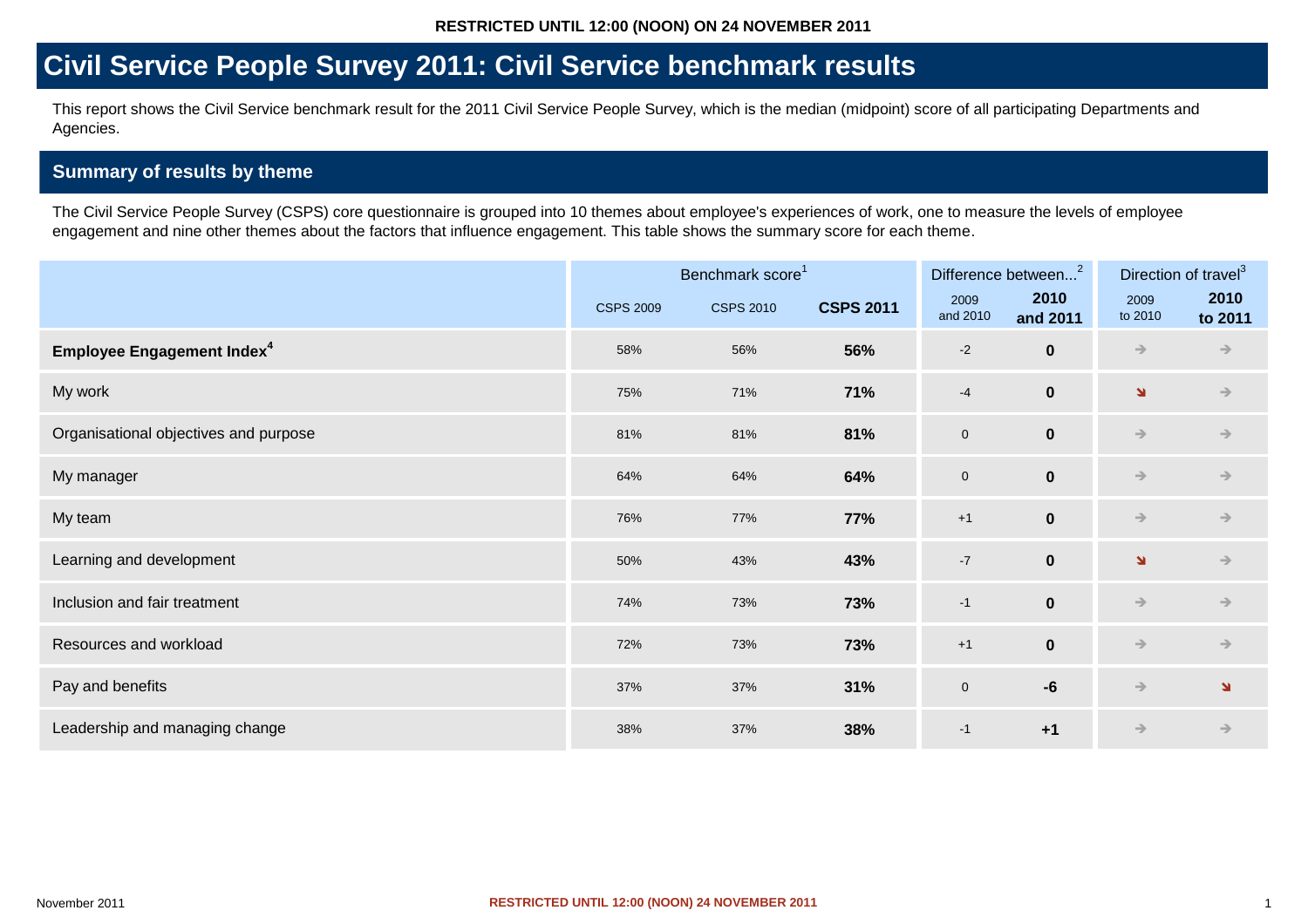RESTRICTED UNTIL 12:00 (NOON) ON 24 NOVEMBER 2011

# Civil Service People Survey 2011: Civil Service benchmark results

This report shows the Civil Service benchmark result for the 2011 Civil Service People Survey, which is the median (midpoint) score of all participating Departments and Agencies.

## Summary of results by theme

The Civil Service People Survey (CSPS) core questionnaire is grouped into 10 themes about employee's experiences of work, one to measure the levels of employee engagement and nine other themes about the factors that influence engagement. This table shows the summary score for each theme.

| | Benchmark score[1] | | | Difference between...[2] | | Direction of travel[3] | |
|---|---|---|---|---|---|---|---|
| | CSPS 2009 | CSPS 2010 | **CSPS 2011** | 2009 and 2010 | **2010 and 2011** | 2009 to 2010 | **2010 to 2011** |
| **Employee Engagement Index[4]** | 58% | 56% | **56%** | -2 | **0** | → | → |
| My work | 75% | 71% | **71%** | -4 | **0** | ↘ | → |
| Organisational objectives and purpose | 81% | 81% | **81%** | 0 | **0** | → | → |
| My manager | 64% | 64% | **64%** | 0 | **0** | → | → |
| My team | 76% | 77% | **77%** | +1 | **0** | → | → |
| Learning and development | 50% | 43% | **43%** | -7 | **0** | ↘ | → |
| Inclusion and fair treatment | 74% | 73% | **73%** | -1 | **0** | → | → |
| Resources and workload | 72% | 73% | **73%** | +1 | **0** | → | → |
| Pay and benefits | 37% | 37% | **31%** | 0 | **-6** | → | ↘ |
| Leadership and managing change | 38% | 37% | **38%** | -1 | **+1** | → | → |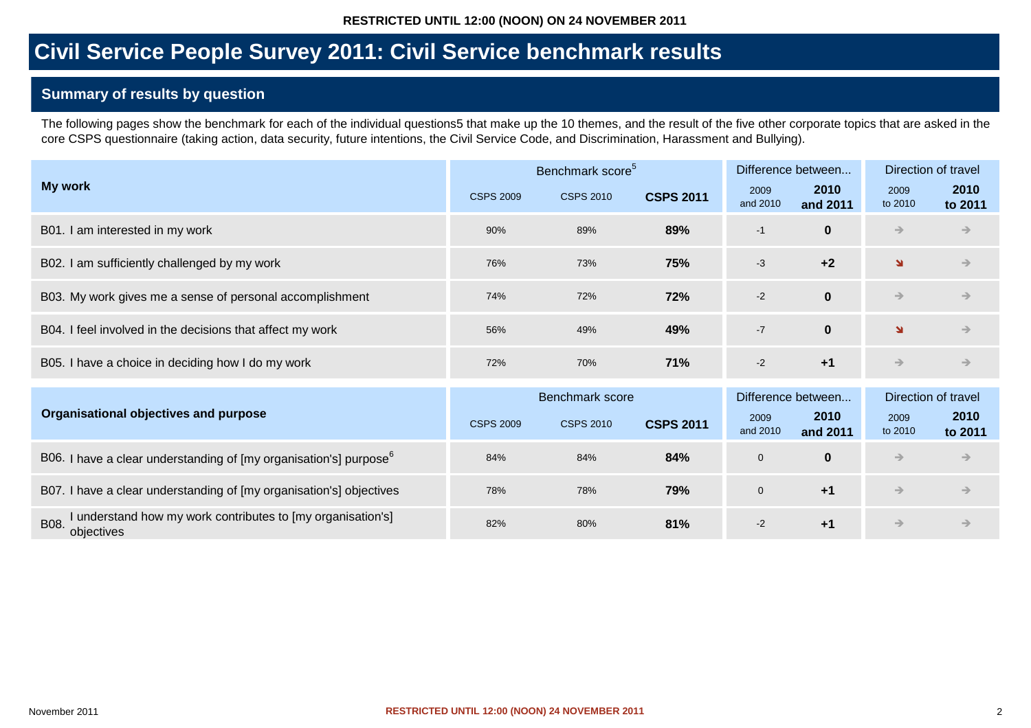# Civil Service People Survey 2011: Civil Service benchmark results

## Summary of results by question

The following pages show the benchmark for each of the individual questions5 that make up the 10 themes, and the result of the five other corporate topics that are asked in the core CSPS questionnaire (taking action, data security, future intentions, the Civil Service Code, and Discrimination, Harassment and Bullying).

| My work | Benchmark score[5] | | | Difference between... | | Direction of travel | |
|---|---|---|---|---|---|---|---|
| | CSPS 2009 | CSPS 2010 | **CSPS 2011** | 2009 and 2010 | **2010 and 2011** | 2009 to 2010 | **2010 to 2011** |
| B01. I am interested in my work | 90% | 89% | **89%** | -1 | **0** | → | → |
| B02. I am sufficiently challenged by my work | 76% | 73% | **75%** | -3 | **+2** | ↘ | → |
| B03. My work gives me a sense of personal accomplishment | 74% | 72% | **72%** | -2 | **0** | → | → |
| B04. I feel involved in the decisions that affect my work | 56% | 49% | **49%** | -7 | **0** | ↘ | → |
| B05. I have a choice in deciding how I do my work | 72% | 70% | **71%** | -2 | **+1** | → | → |

| Organisational objectives and purpose | Benchmark score | | | Difference between... | | Direction of travel | |
|---|---|---|---|---|---|---|---|
| | CSPS 2009 | CSPS 2010 | **CSPS 2011** | 2009 and 2010 | **2010 and 2011** | 2009 to 2010 | **2010 to 2011** |
| B06. I have a clear understanding of [my organisation's] purpose[6] | 84% | 84% | **84%** | 0 | **0** | → | → |
| B07. I have a clear understanding of [my organisation's] objectives | 78% | 78% | **79%** | 0 | **+1** | → | → |
| B08. I understand how my work contributes to [my organisation's] objectives | 82% | 80% | **81%** | -2 | **+1** | → | → |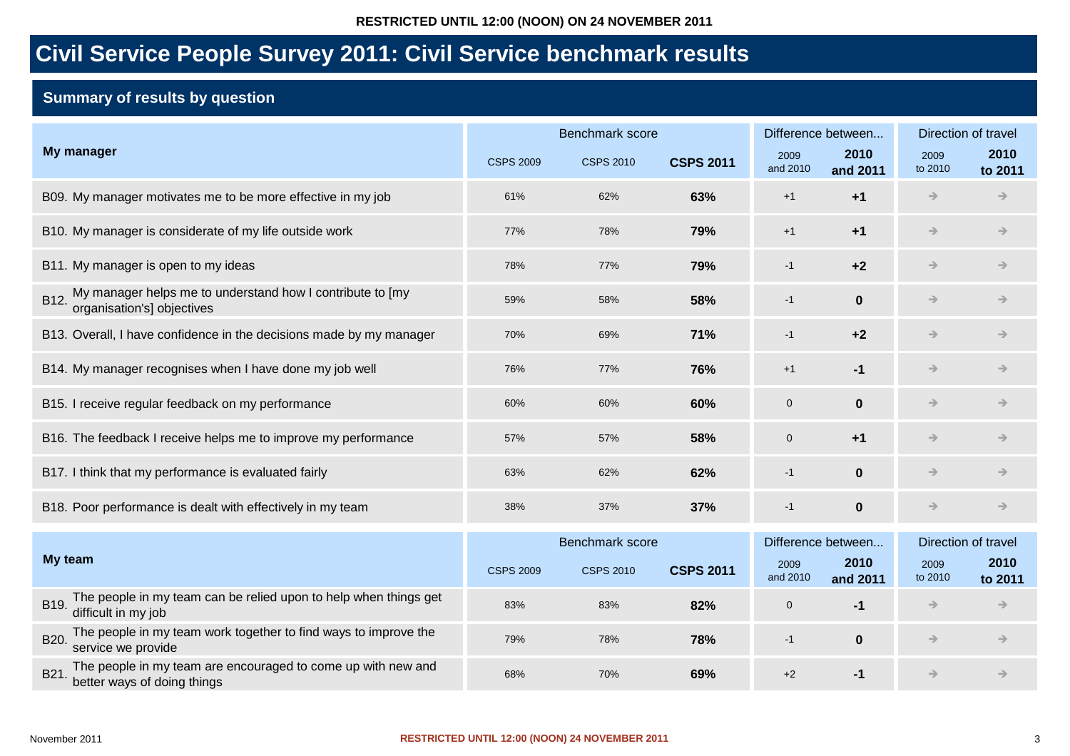RESTRICTED UNTIL 12:00 (NOON) ON 24 NOVEMBER 2011

# Civil Service People Survey 2011: Civil Service benchmark results

## Summary of results by question

| My manager | Benchmark score | | | Difference between... | | Direction of travel | |
|---|---|---|---|---|---|---|---|
| | CSPS 2009 | CSPS 2010 | **CSPS 2011** | 2009 and 2010 | **2010 and 2011** | 2009 to 2010 | **2010 to 2011** |
| B09. My manager motivates me to be more effective in my job | 61% | 62% | **63%** | +1 | **+1** | ➔ | ➔ |
| B10. My manager is considerate of my life outside work | 77% | 78% | **79%** | +1 | **+1** | ➔ | ➔ |
| B11. My manager is open to my ideas | 78% | 77% | **79%** | -1 | **+2** | ➔ | ➔ |
| B12. My manager helps me to understand how I contribute to [my organisation's] objectives | 59% | 58% | **58%** | -1 | **0** | ➔ | ➔ |
| B13. Overall, I have confidence in the decisions made by my manager | 70% | 69% | **71%** | -1 | **+2** | ➔ | ➔ |
| B14. My manager recognises when I have done my job well | 76% | 77% | **76%** | +1 | **-1** | ➔ | ➔ |
| B15. I receive regular feedback on my performance | 60% | 60% | **60%** | 0 | **0** | ➔ | ➔ |
| B16. The feedback I receive helps me to improve my performance | 57% | 57% | **58%** | 0 | **+1** | ➔ | ➔ |
| B17. I think that my performance is evaluated fairly | 63% | 62% | **62%** | -1 | **0** | ➔ | ➔ |
| B18. Poor performance is dealt with effectively in my team | 38% | 37% | **37%** | -1 | **0** | ➔ | ➔ |

| My team | Benchmark score | | | Difference between... | | Direction of travel | |
|---|---|---|---|---|---|---|---|
| | CSPS 2009 | CSPS 2010 | **CSPS 2011** | 2009 and 2010 | **2010 and 2011** | 2009 to 2010 | **2010 to 2011** |
| B19. The people in my team can be relied upon to help when things get difficult in my job | 83% | 83% | **82%** | 0 | **-1** | ➔ | ➔ |
| B20. The people in my team work together to find ways to improve the service we provide | 79% | 78% | **78%** | -1 | **0** | ➔ | ➔ |
| B21. The people in my team are encouraged to come up with new and better ways of doing things | 68% | 70% | **69%** | +2 | **-1** | ➔ | ➔ |

November 2011

RESTRICTED UNTIL 12:00 (NOON) 24 NOVEMBER 2011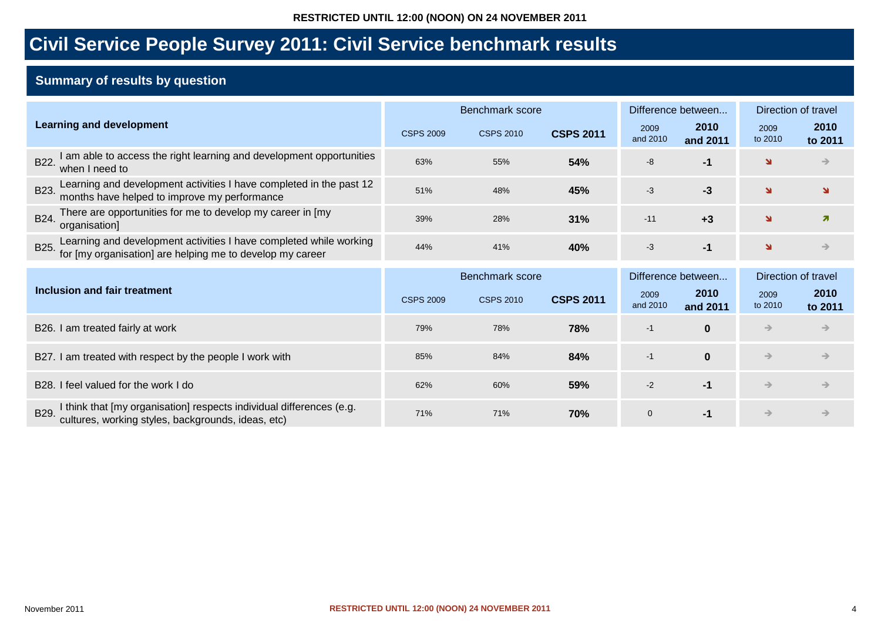# Civil Service People Survey 2011: Civil Service benchmark results

## Summary of results by question

| Learning and development | Benchmark score | | | Difference between... | | Direction of travel | |
|---|---|---|---|---|---|---|---|
| | CSPS 2009 | CSPS 2010 | **CSPS 2011** | 2009 and 2010 | **2010 and 2011** | 2009 to 2010 | **2010 to 2011** |
| B22. I am able to access the right learning and development opportunities when I need to | 63% | 55% | **54%** | -8 | **-1** | ↘ | → |
| B23. Learning and development activities I have completed in the past 12 months have helped to improve my performance | 51% | 48% | **45%** | -3 | **-3** | ↘ | ↘ |
| B24. There are opportunities for me to develop my career in [my organisation] | 39% | 28% | **31%** | -11 | **+3** | ↘ | ↗ |
| B25. Learning and development activities I have completed while working for [my organisation] are helping me to develop my career | 44% | 41% | **40%** | -3 | **-1** | ↘ | → |

| Inclusion and fair treatment | Benchmark score | | | Difference between... | | Direction of travel | |
|---|---|---|---|---|---|---|---|
| | CSPS 2009 | CSPS 2010 | **CSPS 2011** | 2009 and 2010 | **2010 and 2011** | 2009 to 2010 | **2010 to 2011** |
| B26. I am treated fairly at work | 79% | 78% | **78%** | -1 | **0** | → | → |
| B27. I am treated with respect by the people I work with | 85% | 84% | **84%** | -1 | **0** | → | → |
| B28. I feel valued for the work I do | 62% | 60% | **59%** | -2 | **-1** | → | → |
| B29. I think that [my organisation] respects individual differences (e.g. cultures, working styles, backgrounds, ideas, etc) | 71% | 71% | **70%** | 0 | **-1** | → | → |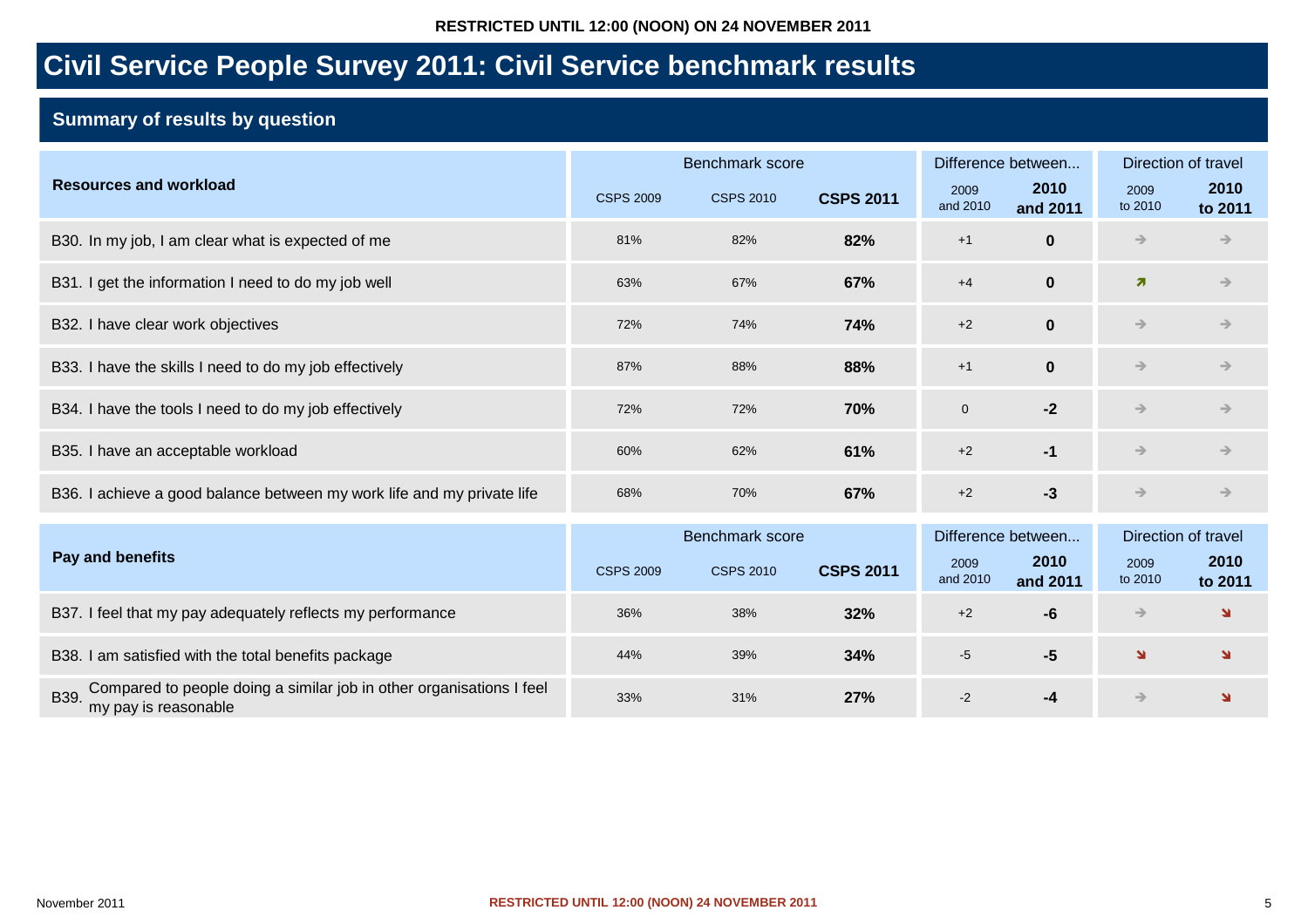# Civil Service People Survey 2011: Civil Service benchmark results

## Summary of results by question

| Resources and workload | Benchmark score | | | Difference between... | | Direction of travel | |
|---|---|---|---|---|---|---|---|
| | CSPS 2009 | CSPS 2010 | **CSPS 2011** | 2009 and 2010 | **2010 and 2011** | 2009 to 2010 | **2010 to 2011** |
| B30. In my job, I am clear what is expected of me | 81% | 82% | **82%** | +1 | **0** | → | → |
| B31. I get the information I need to do my job well | 63% | 67% | **67%** | +4 | **0** | ↗ | → |
| B32. I have clear work objectives | 72% | 74% | **74%** | +2 | **0** | → | → |
| B33. I have the skills I need to do my job effectively | 87% | 88% | **88%** | +1 | **0** | → | → |
| B34. I have the tools I need to do my job effectively | 72% | 72% | **70%** | 0 | **-2** | → | → |
| B35. I have an acceptable workload | 60% | 62% | **61%** | +2 | **-1** | → | → |
| B36. I achieve a good balance between my work life and my private life | 68% | 70% | **67%** | +2 | **-3** | → | → |

| Pay and benefits | Benchmark score | | | Difference between... | | Direction of travel | |
|---|---|---|---|---|---|---|---|
| | CSPS 2009 | CSPS 2010 | **CSPS 2011** | 2009 and 2010 | **2010 and 2011** | 2009 to 2010 | **2010 to 2011** |
| B37. I feel that my pay adequately reflects my performance | 36% | 38% | **32%** | +2 | **-6** | → | ↘ |
| B38. I am satisfied with the total benefits package | 44% | 39% | **34%** | -5 | **-5** | ↘ | ↘ |
| B39. Compared to people doing a similar job in other organisations I feel my pay is reasonable | 33% | 31% | **27%** | -2 | **-4** | → | ↘ |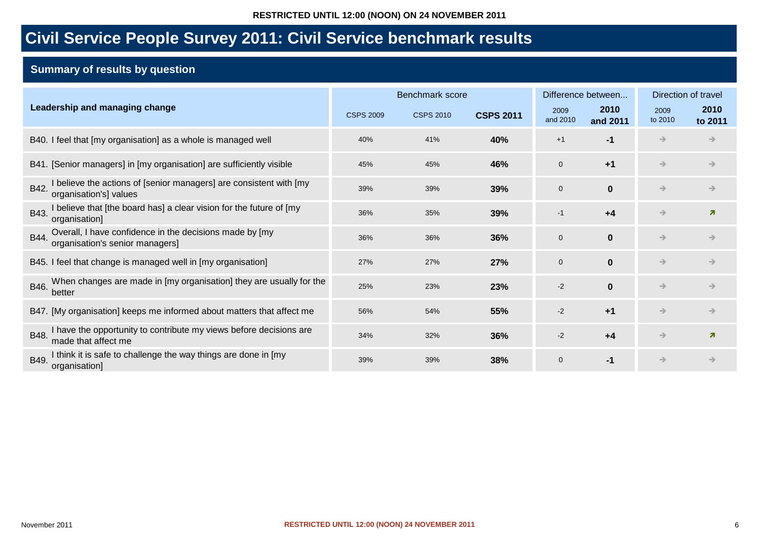# Civil Service People Survey 2011: Civil Service benchmark results

## Summary of results by question

| Leadership and managing change | Benchmark score | | | Difference between... | | Direction of travel | |
|---|---|---|---|---|---|---|---|
| | CSPS 2009 | CSPS 2010 | **CSPS 2011** | 2009 and 2010 | **2010 and 2011** | 2009 to 2010 | **2010 to 2011** |
| B40. I feel that [my organisation] as a whole is managed well | 40% | 41% | **40%** | +1 | **-1** | → | → |
| B41. [Senior managers] in [my organisation] are sufficiently visible | 45% | 45% | **46%** | 0 | **+1** | → | → |
| B42. I believe the actions of [senior managers] are consistent with [my organisation's] values | 39% | 39% | **39%** | 0 | **0** | → | → |
| B43. I believe that [the board has] a clear vision for the future of [my organisation] | 36% | 35% | **39%** | -1 | **+4** | → | ↗ |
| B44. Overall, I have confidence in the decisions made by [my organisation's senior managers] | 36% | 36% | **36%** | 0 | **0** | → | → |
| B45. I feel that change is managed well in [my organisation] | 27% | 27% | **27%** | 0 | **0** | → | → |
| B46. When changes are made in [my organisation] they are usually for the better | 25% | 23% | **23%** | -2 | **0** | → | → |
| B47. [My organisation] keeps me informed about matters that affect me | 56% | 54% | **55%** | -2 | **+1** | → | → |
| B48. I have the opportunity to contribute my views before decisions are made that affect me | 34% | 32% | **36%** | -2 | **+4** | → | ↗ |
| B49. I think it is safe to challenge the way things are done in [my organisation] | 39% | 39% | **38%** | 0 | **-1** | → | → |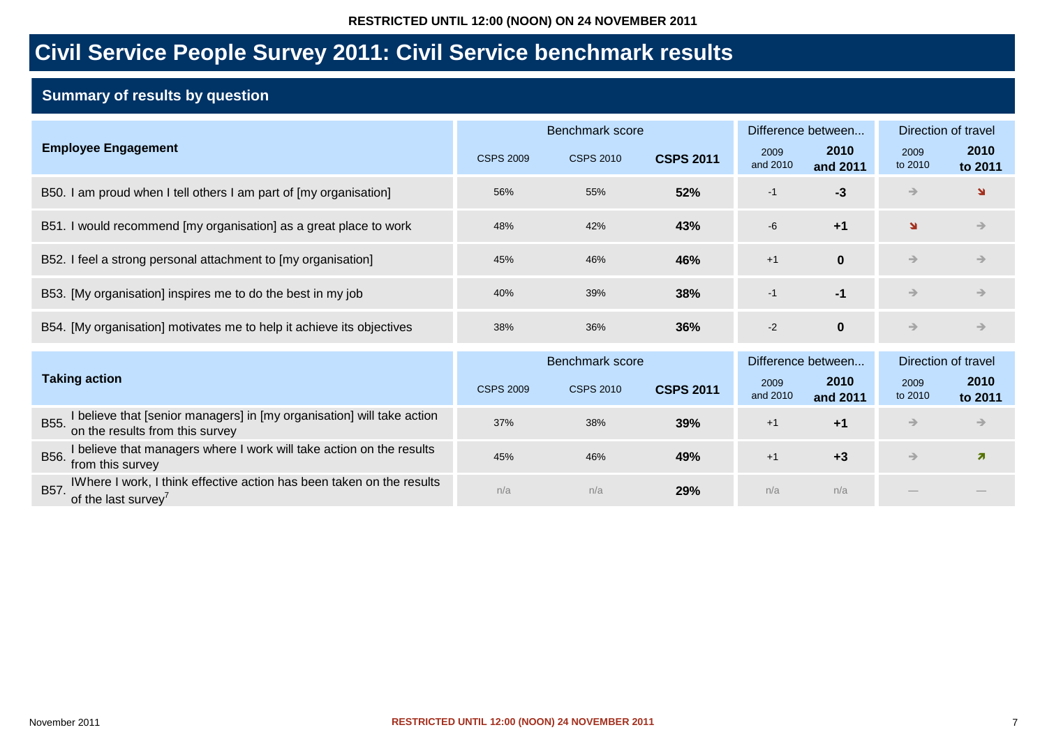# Civil Service People Survey 2011: Civil Service benchmark results

## Summary of results by question

| Employee Engagement | Benchmark score | | | Difference between... | | Direction of travel | |
|---|---|---|---|---|---|---|---|
| | CSPS 2009 | CSPS 2010 | **CSPS 2011** | 2009 and 2010 | **2010 and 2011** | 2009 to 2010 | **2010 to 2011** |
| B50. I am proud when I tell others I am part of [my organisation] | 56% | 55% | **52%** | -1 | **-3** | → | ↘ |
| B51. I would recommend [my organisation] as a great place to work | 48% | 42% | **43%** | -6 | **+1** | ↘ | → |
| B52. I feel a strong personal attachment to [my organisation] | 45% | 46% | **46%** | +1 | **0** | → | → |
| B53. [My organisation] inspires me to do the best in my job | 40% | 39% | **38%** | -1 | **-1** | → | → |
| B54. [My organisation] motivates me to help it achieve its objectives | 38% | 36% | **36%** | -2 | **0** | → | → |

| Taking action | Benchmark score | | | Difference between... | | Direction of travel | |
|---|---|---|---|---|---|---|---|
| | CSPS 2009 | CSPS 2010 | **CSPS 2011** | 2009 and 2010 | **2010 and 2011** | 2009 to 2010 | **2010 to 2011** |
| B55. I believe that [senior managers] in [my organisation] will take action on the results from this survey | 37% | 38% | **39%** | +1 | **+1** | → | → |
| B56. I believe that managers where I work will take action on the results from this survey | 45% | 46% | **49%** | +1 | **+3** | → | ↗ |
| B57. IWhere I work, I think effective action has been taken on the results of the last survey[7] | n/a | n/a | **29%** | n/a | n/a | — | — |

RESTRICTED UNTIL 12:00 (NOON) ON 24 NOVEMBER 2011

November 2011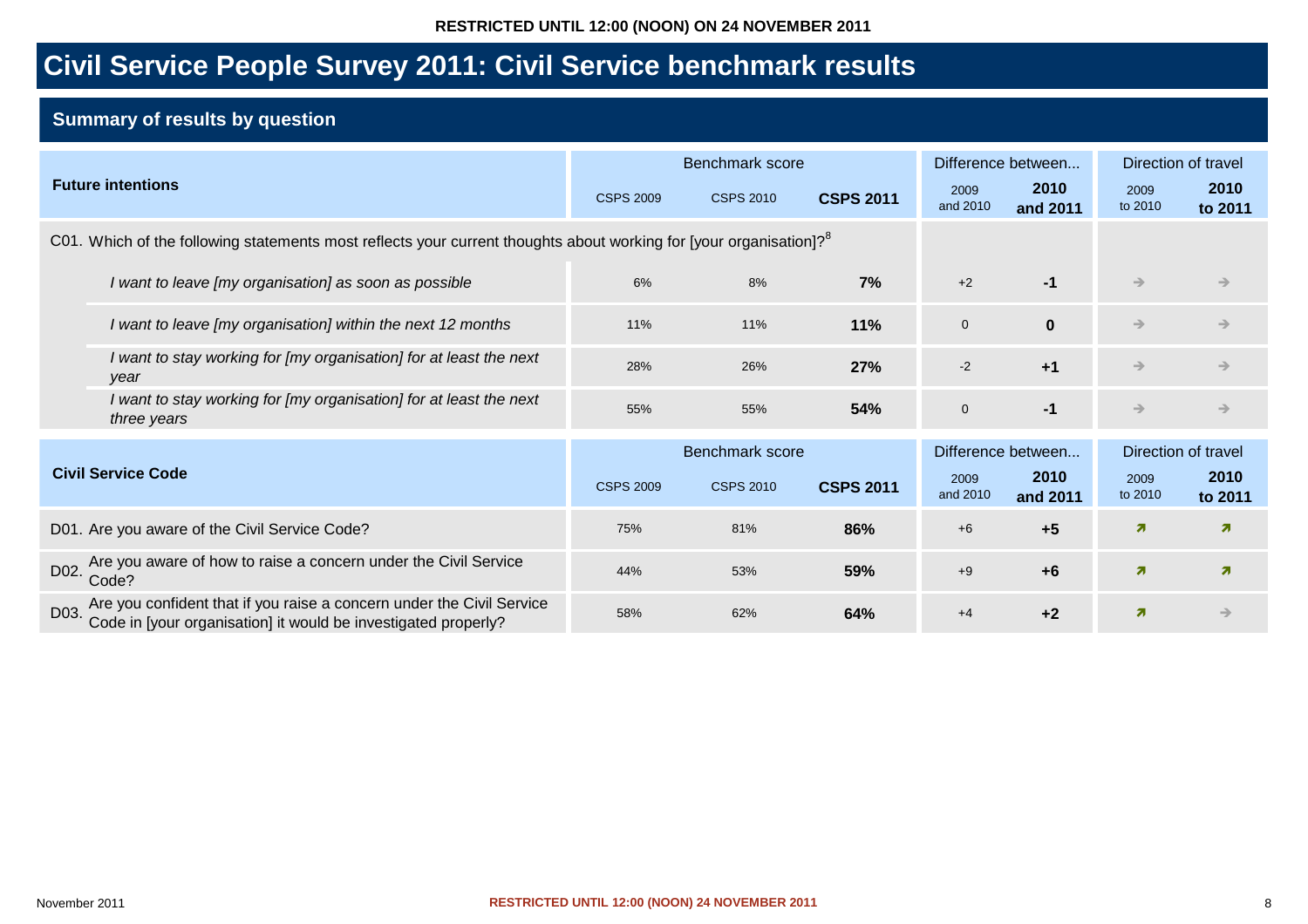# Civil Service People Survey 2011: Civil Service benchmark results

## Summary of results by question

| Future intentions | Benchmark score | | | Difference between... | | Direction of travel | |
|---|---|---|---|---|---|---|---|
| | CSPS 2009 | CSPS 2010 | **CSPS 2011** | 2009 and 2010 | **2010 and 2011** | 2009 to 2010 | **2010 to 2011** |
| C01. Which of the following statements most reflects your current thoughts about working for [your organisation]?[8] | | | | | | | |
| *I want to leave [my organisation] as soon as possible* | 6% | 8% | **7%** | +2 | **-1** | → | → |
| *I want to leave [my organisation] within the next 12 months* | 11% | 11% | **11%** | 0 | **0** | → | → |
| *I want to stay working for [my organisation] for at least the next year* | 28% | 26% | **27%** | -2 | **+1** | → | → |
| *I want to stay working for [my organisation] for at least the next three years* | 55% | 55% | **54%** | 0 | **-1** | → | → |

| Civil Service Code | Benchmark score | | | Difference between... | | Direction of travel | |
|---|---|---|---|---|---|---|---|
| | CSPS 2009 | CSPS 2010 | **CSPS 2011** | 2009 and 2010 | **2010 and 2011** | 2009 to 2010 | **2010 to 2011** |
| D01. Are you aware of the Civil Service Code? | 75% | 81% | **86%** | +6 | **+5** | ↗ | ↗ |
| D02. Are you aware of how to raise a concern under the Civil Service Code? | 44% | 53% | **59%** | +9 | **+6** | ↗ | ↗ |
| D03. Are you confident that if you raise a concern under the Civil Service Code in [your organisation] it would be investigated properly? | 58% | 62% | **64%** | +4 | **+2** | ↗ | → |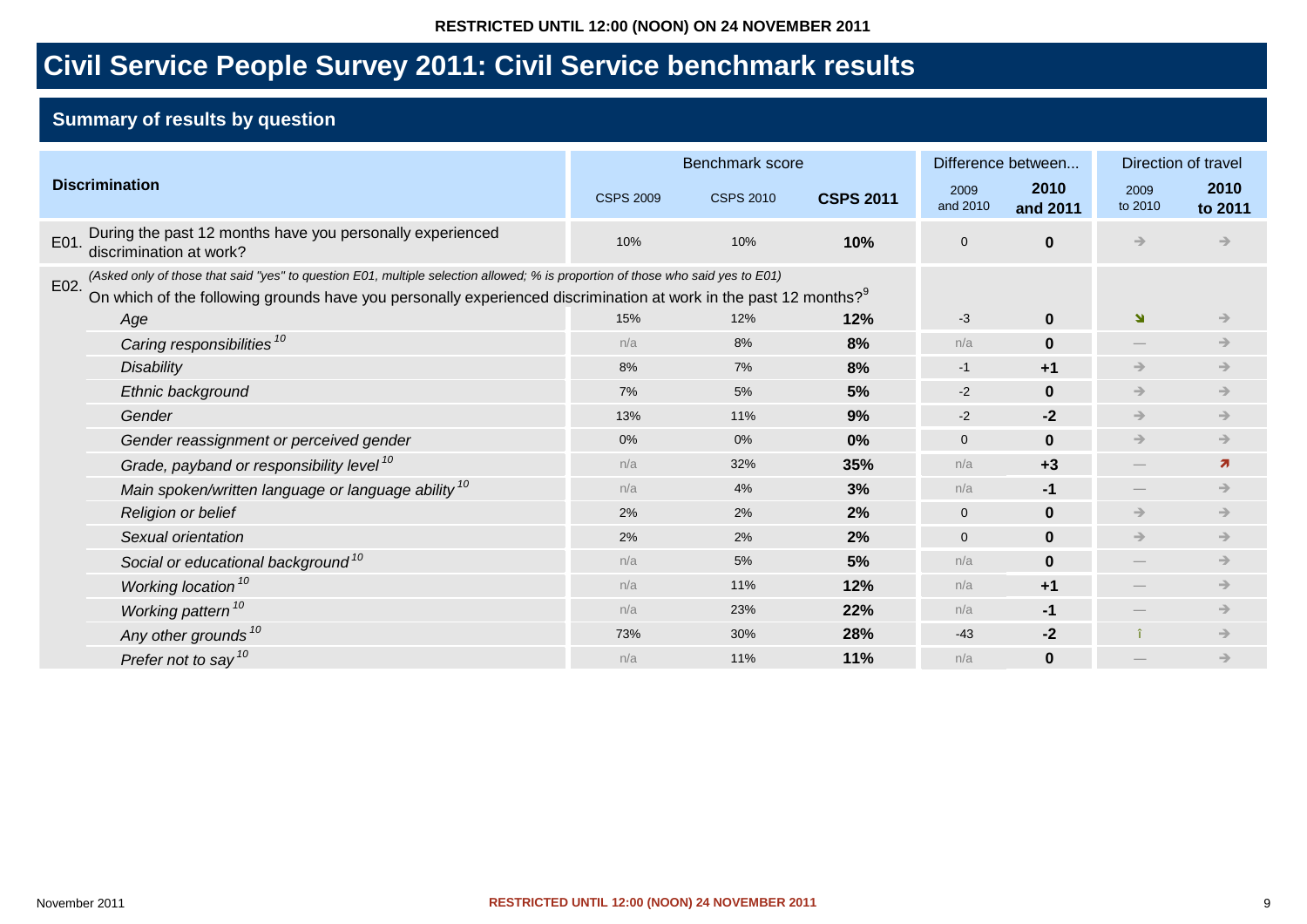RESTRICTED UNTIL 12:00 (NOON) ON 24 NOVEMBER 2011

# Civil Service People Survey 2011: Civil Service benchmark results

## Summary of results by question

| Discrimination | | Benchmark score | | | Difference between... | | Direction of travel | |
|---|---|---|---|---|---|---|---|---|
| | | CSPS 2009 | CSPS 2010 | **CSPS 2011** | 2009 and 2010 | **2010 and 2011** | 2009 to 2010 | **2010 to 2011** |
| E01. | During the past 12 months have you personally experienced discrimination at work? | 10% | 10% | **10%** | 0 | **0** | → | → |
| E02. | *(Asked only of those that said "yes" to question E01, multiple selection allowed; % is proportion of those who said yes to E01)* On which of the following grounds have you personally experienced discrimination at work in the past 12 months?[9] | | | | | | | |
| | *Age* | 15% | 12% | **12%** | -3 | **0** | ↘ | → |
| | *Caring responsibilities*[10] | n/a | 8% | **8%** | n/a | **0** | — | → |
| | *Disability* | 8% | 7% | **8%** | -1 | **+1** | → | → |
| | *Ethnic background* | 7% | 5% | **5%** | -2 | **0** | → | → |
| | *Gender* | 13% | 11% | **9%** | -2 | **-2** | → | → |
| | *Gender reassignment or perceived gender* | 0% | 0% | **0%** | 0 | **0** | → | → |
| | *Grade, payband or responsibility level*[10] | n/a | 32% | **35%** | n/a | **+3** | — | ↗ |
| | *Main spoken/written language or language ability*[10] | n/a | 4% | **3%** | n/a | **-1** | — | → |
| | *Religion or belief* | 2% | 2% | **2%** | 0 | **0** | → | → |
| | *Sexual orientation* | 2% | 2% | **2%** | 0 | **0** | → | → |
| | *Social or educational background*[10] | n/a | 5% | **5%** | n/a | **0** | — | → |
| | *Working location*[10] | n/a | 11% | **12%** | n/a | **+1** | — | → |
| | *Working pattern*[10] | n/a | 23% | **22%** | n/a | **-1** | — | → |
| | *Any other grounds*[10] | 73% | 30% | **28%** | -43 | **-2** | ↑ | → |
| | *Prefer not to say*[10] | n/a | 11% | **11%** | n/a | **0** | — | → |

November 2011

RESTRICTED UNTIL 12:00 (NOON) 24 NOVEMBER 2011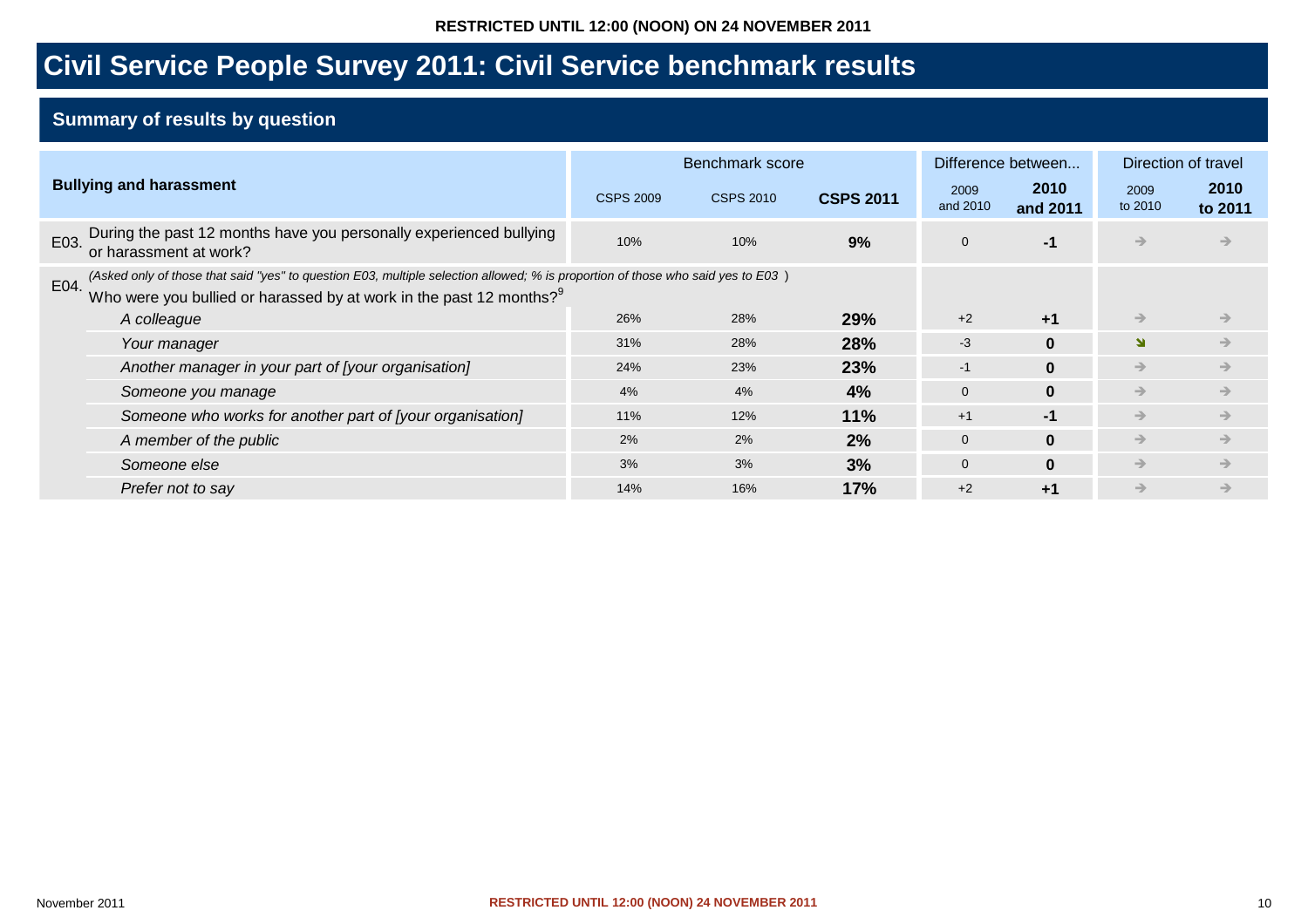RESTRICTED UNTIL 12:00 (NOON) ON 24 NOVEMBER 2011

# Civil Service People Survey 2011: Civil Service benchmark results

## Summary of results by question

| Bullying and harassment | | Benchmark score | | | Difference between... | | Direction of travel | |
|---|---|---|---|---|---|---|---|---|
| | | CSPS 2009 | CSPS 2010 | **CSPS 2011** | 2009 and 2010 | **2010 and 2011** | 2009 to 2010 | **2010 to 2011** |
| E03. | During the past 12 months have you personally experienced bullying or harassment at work? | 10% | 10% | **9%** | 0 | **-1** | → | → |
| E04. | *(Asked only of those that said "yes" to question E03, multiple selection allowed; % is proportion of those who said yes to E03 )* Who were you bullied or harassed by at work in the past 12 months?[9] | | | | | | | |
| | *A colleague* | 26% | 28% | **29%** | +2 | **+1** | → | → |
| | *Your manager* | 31% | 28% | **28%** | -3 | **0** | ↘ | → |
| | *Another manager in your part of [your organisation]* | 24% | 23% | **23%** | -1 | **0** | → | → |
| | *Someone you manage* | 4% | 4% | **4%** | 0 | **0** | → | → |
| | *Someone who works for another part of [your organisation]* | 11% | 12% | **11%** | +1 | **-1** | → | → |
| | *A member of the public* | 2% | 2% | **2%** | 0 | **0** | → | → |
| | *Someone else* | 3% | 3% | **3%** | 0 | **0** | → | → |
| | *Prefer not to say* | 14% | 16% | **17%** | +2 | **+1** | → | → |

November 2011

RESTRICTED UNTIL 12:00 (NOON) 24 NOVEMBER 2011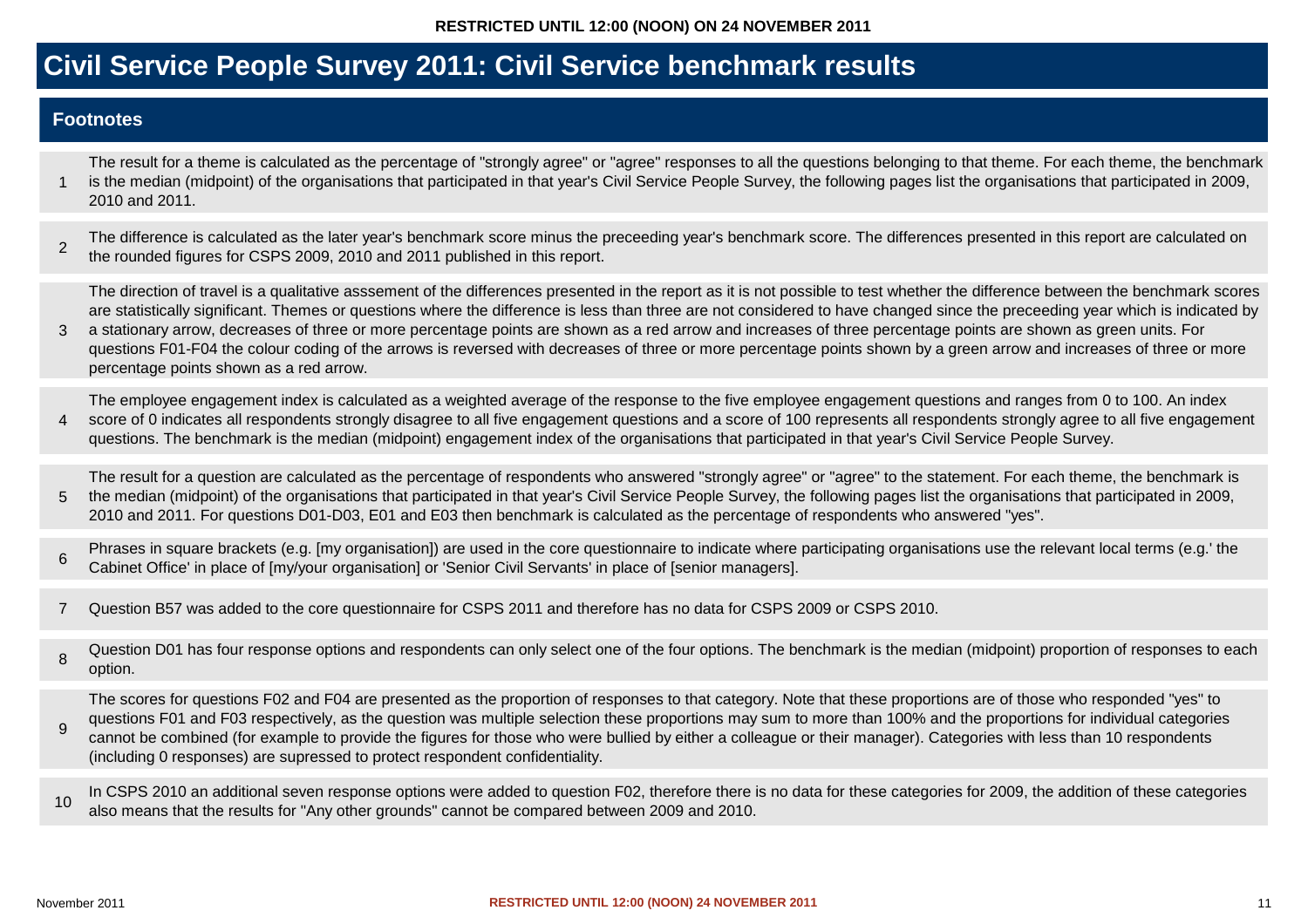# Civil Service People Survey 2011: Civil Service benchmark results

## Footnotes

1. The result for a theme is calculated as the percentage of "strongly agree" or "agree" responses to all the questions belonging to that theme. For each theme, the benchmark is the median (midpoint) of the organisations that participated in that year's Civil Service People Survey, the following pages list the organisations that participated in 2009, 2010 and 2011.

2. The difference is calculated as the later year's benchmark score minus the preceeding year's benchmark score. The differences presented in this report are calculated on the rounded figures for CSPS 2009, 2010 and 2011 published in this report.

3. The direction of travel is a qualitative asssement of the differences presented in the report as it is not possible to test whether the difference between the benchmark scores are statistically significant. Themes or questions where the difference is less than three are not considered to have changed since the preceeding year which is indicated by a stationary arrow, decreases of three or more percentage points are shown as a red arrow and increases of three percentage points are shown as green units. For questions F01-F04 the colour coding of the arrows is reversed with decreases of three or more percentage points shown by a green arrow and increases of three or more percentage points shown as a red arrow.

4. The employee engagement index is calculated as a weighted average of the response to the five employee engagement questions and ranges from 0 to 100. An index score of 0 indicates all respondents strongly disagree to all five engagement questions and a score of 100 represents all respondents strongly agree to all five engagement questions. The benchmark is the median (midpoint) engagement index of the organisations that participated in that year's Civil Service People Survey.

5. The result for a question are calculated as the percentage of respondents who answered "strongly agree" or "agree" to the statement. For each theme, the benchmark is the median (midpoint) of the organisations that participated in that year's Civil Service People Survey, the following pages list the organisations that participated in 2009, 2010 and 2011. For questions D01-D03, E01 and E03 then benchmark is calculated as the percentage of respondents who answered "yes".

6. Phrases in square brackets (e.g. [my organisation]) are used in the core questionnaire to indicate where participating organisations use the relevant local terms (e.g.' the Cabinet Office' in place of [my/your organisation] or 'Senior Civil Servants' in place of [senior managers].

7. Question B57 was added to the core questionnaire for CSPS 2011 and therefore has no data for CSPS 2009 or CSPS 2010.

8. Question D01 has four response options and respondents can only select one of the four options. The benchmark is the median (midpoint) proportion of responses to each option.

9. The scores for questions F02 and F04 are presented as the proportion of responses to that category. Note that these proportions are of those who responded "yes" to questions F01 and F03 respectively, as the question was multiple selection these proportions may sum to more than 100% and the proportions for individual categories cannot be combined (for example to provide the figures for those who were bullied by either a colleague or their manager). Categories with less than 10 respondents (including 0 responses) are supressed to protect respondent confidentiality.

10. In CSPS 2010 an additional seven response options were added to question F02, therefore there is no data for these categories for 2009, the addition of these categories also means that the results for "Any other grounds" cannot be compared between 2009 and 2010.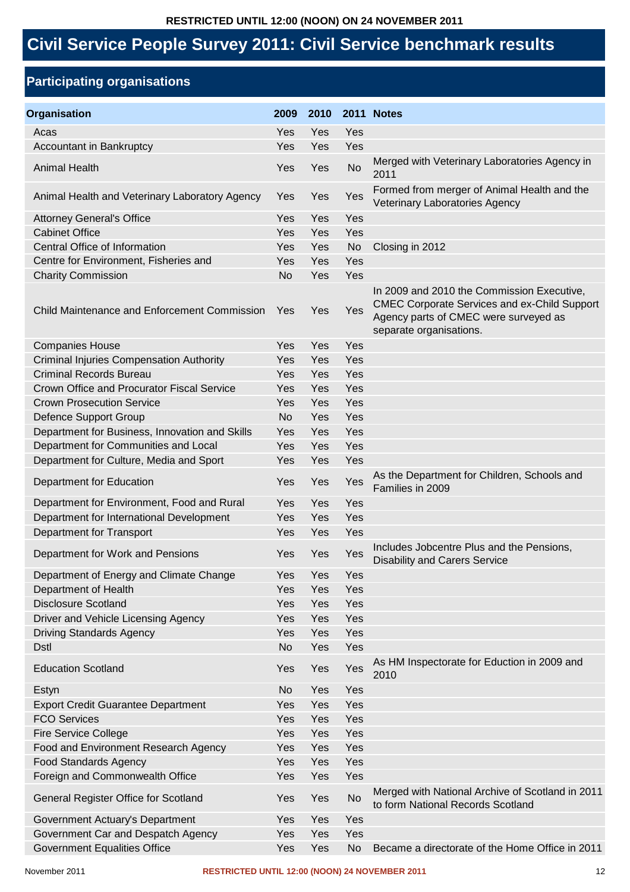# Civil Service People Survey 2011: Civil Service benchmark results

## Participating organisations

| Organisation | 2009 | 2010 | 2011 | Notes |
|---|---|---|---|---|
| Acas | Yes | Yes | Yes | |
| Accountant in Bankruptcy | Yes | Yes | Yes | |
| Animal Health | Yes | Yes | No | Merged with Veterinary Laboratories Agency in 2011 |
| Animal Health and Veterinary Laboratory Agency | Yes | Yes | Yes | Formed from merger of Animal Health and the Veterinary Laboratories Agency |
| Attorney General's Office | Yes | Yes | Yes | |
| Cabinet Office | Yes | Yes | Yes | |
| Central Office of Information | Yes | Yes | No | Closing in 2012 |
| Centre for Environment, Fisheries and | Yes | Yes | Yes | |
| Charity Commission | No | Yes | Yes | |
| Child Maintenance and Enforcement Commission | Yes | Yes | Yes | In 2009 and 2010 the Commission Executive, CMEC Corporate Services and ex-Child Support Agency parts of CMEC were surveyed as separate organisations. |
| Companies House | Yes | Yes | Yes | |
| Criminal Injuries Compensation Authority | Yes | Yes | Yes | |
| Criminal Records Bureau | Yes | Yes | Yes | |
| Crown Office and Procurator Fiscal Service | Yes | Yes | Yes | |
| Crown Prosecution Service | Yes | Yes | Yes | |
| Defence Support Group | No | Yes | Yes | |
| Department for Business, Innovation and Skills | Yes | Yes | Yes | |
| Department for Communities and Local | Yes | Yes | Yes | |
| Department for Culture, Media and Sport | Yes | Yes | Yes | |
| Department for Education | Yes | Yes | Yes | As the Department for Children, Schools and Families in 2009 |
| Department for Environment, Food and Rural | Yes | Yes | Yes | |
| Department for International Development | Yes | Yes | Yes | |
| Department for Transport | Yes | Yes | Yes | |
| Department for Work and Pensions | Yes | Yes | Yes | Includes Jobcentre Plus and the Pensions, Disability and Carers Service |
| Department of Energy and Climate Change | Yes | Yes | Yes | |
| Department of Health | Yes | Yes | Yes | |
| Disclosure Scotland | Yes | Yes | Yes | |
| Driver and Vehicle Licensing Agency | Yes | Yes | Yes | |
| Driving Standards Agency | Yes | Yes | Yes | |
| Dstl | No | Yes | Yes | |
| Education Scotland | Yes | Yes | Yes | As HM Inspectorate for Eduction in 2009 and 2010 |
| Estyn | No | Yes | Yes | |
| Export Credit Guarantee Department | Yes | Yes | Yes | |
| FCO Services | Yes | Yes | Yes | |
| Fire Service College | Yes | Yes | Yes | |
| Food and Environment Research Agency | Yes | Yes | Yes | |
| Food Standards Agency | Yes | Yes | Yes | |
| Foreign and Commonwealth Office | Yes | Yes | Yes | |
| General Register Office for Scotland | Yes | Yes | No | Merged with National Archive of Scotland in 2011 to form National Records Scotland |
| Government Actuary's Department | Yes | Yes | Yes | |
| Government Car and Despatch Agency | Yes | Yes | Yes | |
| Government Equalities Office | Yes | Yes | No | Became a directorate of the Home Office in 2011 |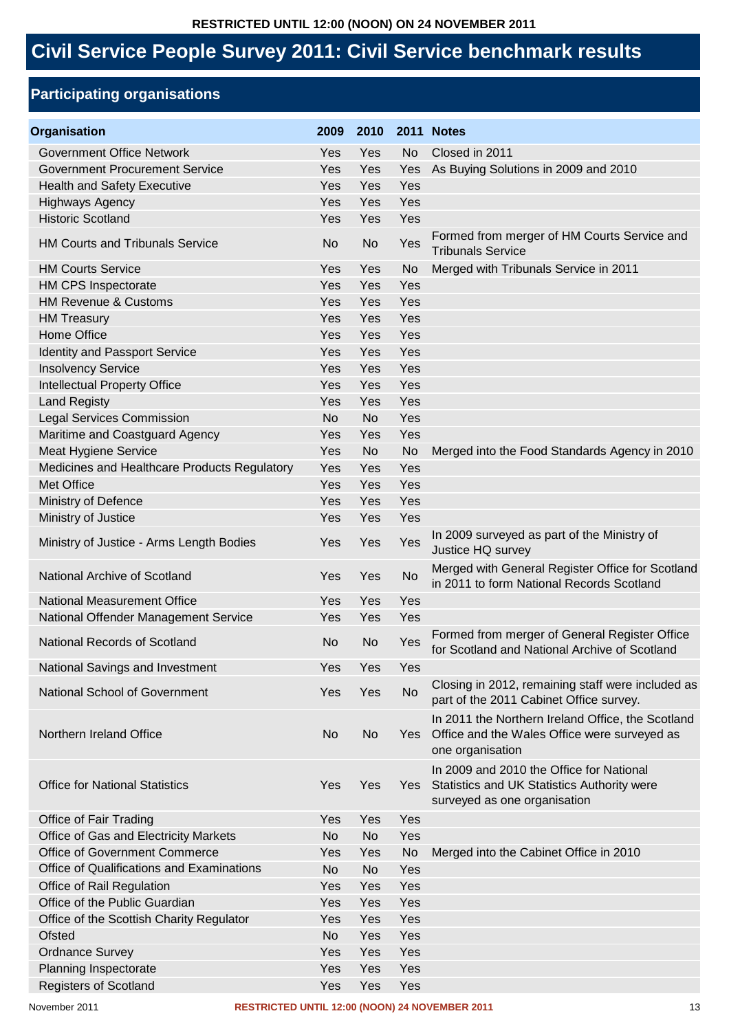# Civil Service People Survey 2011: Civil Service benchmark results

## Participating organisations

| Organisation | 2009 | 2010 | 2011 | Notes |
|---|---|---|---|---|
| Government Office Network | Yes | Yes | No | Closed in 2011 |
| Government Procurement Service | Yes | Yes | Yes | As Buying Solutions in 2009 and 2010 |
| Health and Safety Executive | Yes | Yes | Yes | |
| Highways Agency | Yes | Yes | Yes | |
| Historic Scotland | Yes | Yes | Yes | |
| HM Courts and Tribunals Service | No | No | Yes | Formed from merger of HM Courts Service and Tribunals Service |
| HM Courts Service | Yes | Yes | No | Merged with Tribunals Service in 2011 |
| HM CPS Inspectorate | Yes | Yes | Yes | |
| HM Revenue & Customs | Yes | Yes | Yes | |
| HM Treasury | Yes | Yes | Yes | |
| Home Office | Yes | Yes | Yes | |
| Identity and Passport Service | Yes | Yes | Yes | |
| Insolvency Service | Yes | Yes | Yes | |
| Intellectual Property Office | Yes | Yes | Yes | |
| Land Registy | Yes | Yes | Yes | |
| Legal Services Commission | No | No | Yes | |
| Maritime and Coastguard Agency | Yes | Yes | Yes | |
| Meat Hygiene Service | Yes | No | No | Merged into the Food Standards Agency in 2010 |
| Medicines and Healthcare Products Regulatory | Yes | Yes | Yes | |
| Met Office | Yes | Yes | Yes | |
| Ministry of Defence | Yes | Yes | Yes | |
| Ministry of Justice | Yes | Yes | Yes | |
| Ministry of Justice - Arms Length Bodies | Yes | Yes | Yes | In 2009 surveyed as part of the Ministry of Justice HQ survey |
| National Archive of Scotland | Yes | Yes | No | Merged with General Register Office for Scotland in 2011 to form National Records Scotland |
| National Measurement Office | Yes | Yes | Yes | |
| National Offender Management Service | Yes | Yes | Yes | |
| National Records of Scotland | No | No | Yes | Formed from merger of General Register Office for Scotland and National Archive of Scotland |
| National Savings and Investment | Yes | Yes | Yes | |
| National School of Government | Yes | Yes | No | Closing in 2012, remaining staff were included as part of the 2011 Cabinet Office survey. |
| Northern Ireland Office | No | No | Yes | In 2011 the Northern Ireland Office, the Scotland Office and the Wales Office were surveyed as one organisation |
| Office for National Statistics | Yes | Yes | Yes | In 2009 and 2010 the Office for National Statistics and UK Statistics Authority were surveyed as one organisation |
| Office of Fair Trading | Yes | Yes | Yes | |
| Office of Gas and Electricity Markets | No | No | Yes | |
| Office of Government Commerce | Yes | Yes | No | Merged into the Cabinet Office in 2010 |
| Office of Qualifications and Examinations | No | No | Yes | |
| Office of Rail Regulation | Yes | Yes | Yes | |
| Office of the Public Guardian | Yes | Yes | Yes | |
| Office of the Scottish Charity Regulator | Yes | Yes | Yes | |
| Ofsted | No | Yes | Yes | |
| Ordnance Survey | Yes | Yes | Yes | |
| Planning Inspectorate | Yes | Yes | Yes | |
| Registers of Scotland | Yes | Yes | Yes | |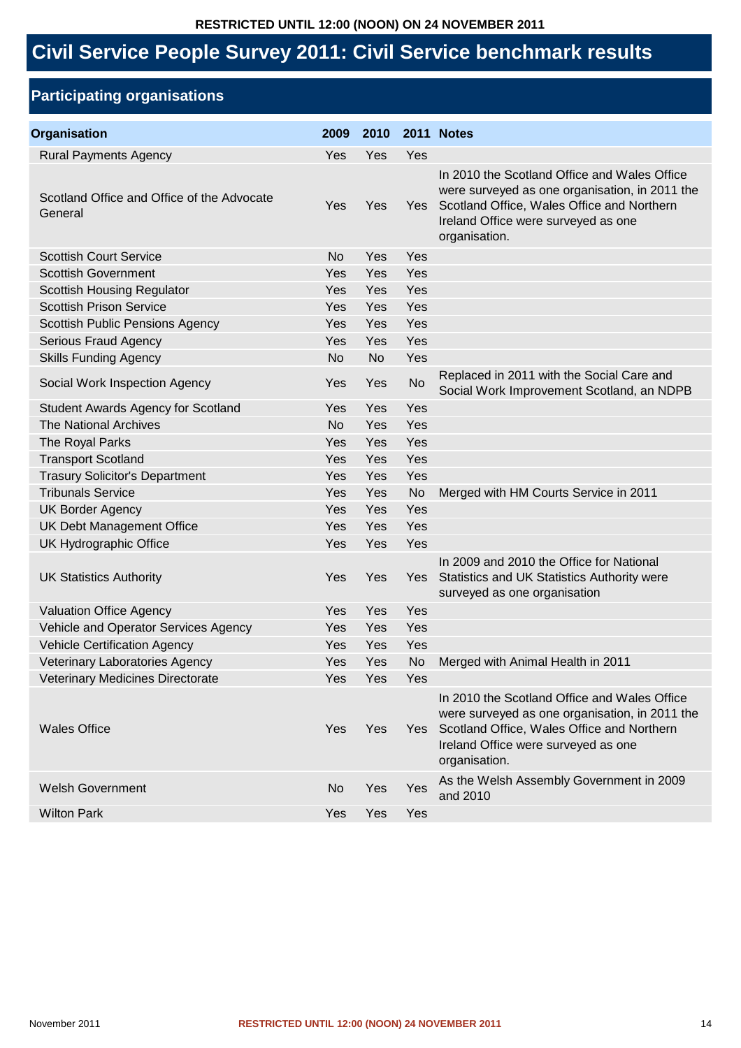RESTRICTED UNTIL 12:00 (NOON) ON 24 NOVEMBER 2011

# Civil Service People Survey 2011: Civil Service benchmark results

## Participating organisations

| Organisation | 2009 | 2010 | 2011 | Notes |
|---|---|---|---|---|
| Rural Payments Agency | Yes | Yes | Yes | |
| Scotland Office and Office of the Advocate General | Yes | Yes | Yes | In 2010 the Scotland Office and Wales Office were surveyed as one organisation, in 2011 the Scotland Office, Wales Office and Northern Ireland Office were surveyed as one organisation. |
| Scottish Court Service | No | Yes | Yes | |
| Scottish Government | Yes | Yes | Yes | |
| Scottish Housing Regulator | Yes | Yes | Yes | |
| Scottish Prison Service | Yes | Yes | Yes | |
| Scottish Public Pensions Agency | Yes | Yes | Yes | |
| Serious Fraud Agency | Yes | Yes | Yes | |
| Skills Funding Agency | No | No | Yes | |
| Social Work Inspection Agency | Yes | Yes | No | Replaced in 2011 with the Social Care and Social Work Improvement Scotland, an NDPB |
| Student Awards Agency for Scotland | Yes | Yes | Yes | |
| The National Archives | No | Yes | Yes | |
| The Royal Parks | Yes | Yes | Yes | |
| Transport Scotland | Yes | Yes | Yes | |
| Trasury Solicitor's Department | Yes | Yes | Yes | |
| Tribunals Service | Yes | Yes | No | Merged with HM Courts Service in 2011 |
| UK Border Agency | Yes | Yes | Yes | |
| UK Debt Management Office | Yes | Yes | Yes | |
| UK Hydrographic Office | Yes | Yes | Yes | |
| UK Statistics Authority | Yes | Yes | Yes | In 2009 and 2010 the Office for National Statistics and UK Statistics Authority were surveyed as one organisation |
| Valuation Office Agency | Yes | Yes | Yes | |
| Vehicle and Operator Services Agency | Yes | Yes | Yes | |
| Vehicle Certification Agency | Yes | Yes | Yes | |
| Veterinary Laboratories Agency | Yes | Yes | No | Merged with Animal Health in 2011 |
| Veterinary Medicines Directorate | Yes | Yes | Yes | |
| Wales Office | Yes | Yes | Yes | In 2010 the Scotland Office and Wales Office were surveyed as one organisation, in 2011 the Scotland Office, Wales Office and Northern Ireland Office were surveyed as one organisation. |
| Welsh Government | No | Yes | Yes | As the Welsh Assembly Government in 2009 and 2010 |
| Wilton Park | Yes | Yes | Yes | |